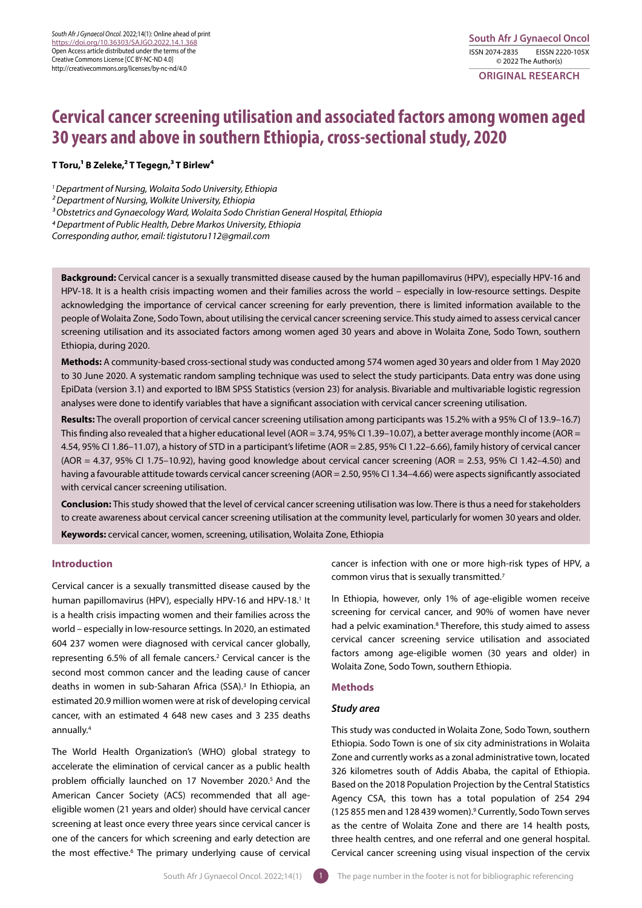South Afr J Gynaecol Oncol. 2022;14(1): Online ahead of print
https://doi.org/10.36303/SAJGO.2022.14.1.368
Open Access article distributed under the terms of the Creative Commons License [CC BY-NC-ND 4.0]
http://creativecommons.org/licenses/by-nc-nd/4.0

South Afr J Gynaecol Oncol
ISSN 2074-2835 EISSN 2220-105X
© 2022 The Author(s)

ORIGINAL RESEARCH

# Cervical cancer screening utilisation and associated factors among women aged 30 years and above in southern Ethiopia, cross-sectional study, 2020

**T Toru,[1] B Zeleke,[2] T Tegegn,[3] T Birlew[4]**

*[1] Department of Nursing, Wolaita Sodo University, Ethiopia*
*[2] Department of Nursing, Wolkite University, Ethiopia*
*[3] Obstetrics and Gynaecology Ward, Wolaita Sodo Christian General Hospital, Ethiopia*
*[4] Department of Public Health, Debre Markos University, Ethiopia*
*Corresponding author, email: tigistutoru112@gmail.com*

**Background:** Cervical cancer is a sexually transmitted disease caused by the human papillomavirus (HPV), especially HPV-16 and HPV-18. It is a health crisis impacting women and their families across the world – especially in low-resource settings. Despite acknowledging the importance of cervical cancer screening for early prevention, there is limited information available to the people of Wolaita Zone, Sodo Town, about utilising the cervical cancer screening service. This study aimed to assess cervical cancer screening utilisation and its associated factors among women aged 30 years and above in Wolaita Zone, Sodo Town, southern Ethiopia, during 2020.

**Methods:** A community-based cross-sectional study was conducted among 574 women aged 30 years and older from 1 May 2020 to 30 June 2020. A systematic random sampling technique was used to select the study participants. Data entry was done using EpiData (version 3.1) and exported to IBM SPSS Statistics (version 23) for analysis. Bivariable and multivariable logistic regression analyses were done to identify variables that have a significant association with cervical cancer screening utilisation.

**Results:** The overall proportion of cervical cancer screening utilisation among participants was 15.2% with a 95% CI of 13.9–16.7) This finding also revealed that a higher educational level (AOR = 3.74, 95% CI 1.39–10.07), a better average monthly income (AOR = 4.54, 95% CI 1.86–11.07), a history of STD in a participant's lifetime (AOR = 2.85, 95% CI 1.22–6.66), family history of cervical cancer (AOR = 4.37, 95% CI 1.75–10.92), having good knowledge about cervical cancer screening (AOR = 2.53, 95% CI 1.42–4.50) and having a favourable attitude towards cervical cancer screening (AOR = 2.50, 95% CI 1.34–4.66) were aspects significantly associated with cervical cancer screening utilisation.

**Conclusion:** This study showed that the level of cervical cancer screening utilisation was low. There is thus a need for stakeholders to create awareness about cervical cancer screening utilisation at the community level, particularly for women 30 years and older.

**Keywords:** cervical cancer, women, screening, utilisation, Wolaita Zone, Ethiopia

## Introduction

Cervical cancer is a sexually transmitted disease caused by the human papillomavirus (HPV), especially HPV-16 and HPV-18.[1] It is a health crisis impacting women and their families across the world – especially in low-resource settings. In 2020, an estimated 604 237 women were diagnosed with cervical cancer globally, representing 6.5% of all female cancers.[2] Cervical cancer is the second most common cancer and the leading cause of cancer deaths in women in sub-Saharan Africa (SSA).[3] In Ethiopia, an estimated 20.9 million women were at risk of developing cervical cancer, with an estimated 4 648 new cases and 3 235 deaths annually.[4]

The World Health Organization's (WHO) global strategy to accelerate the elimination of cervical cancer as a public health problem officially launched on 17 November 2020.[5] And the American Cancer Society (ACS) recommended that all age-eligible women (21 years and older) should have cervical cancer screening at least once every three years since cervical cancer is one of the cancers for which screening and early detection are the most effective.[6] The primary underlying cause of cervical cancer is infection with one or more high-risk types of HPV, a common virus that is sexually transmitted.[7]

In Ethiopia, however, only 1% of age-eligible women receive screening for cervical cancer, and 90% of women have never had a pelvic examination.[8] Therefore, this study aimed to assess cervical cancer screening service utilisation and associated factors among age-eligible women (30 years and older) in Wolaita Zone, Sodo Town, southern Ethiopia.

## Methods

### Study area

This study was conducted in Wolaita Zone, Sodo Town, southern Ethiopia. Sodo Town is one of six city administrations in Wolaita Zone and currently works as a zonal administrative town, located 326 kilometres south of Addis Ababa, the capital of Ethiopia. Based on the 2018 Population Projection by the Central Statistics Agency CSA, this town has a total population of 254 294 (125 855 men and 128 439 women).[9] Currently, Sodo Town serves as the centre of Wolaita Zone and there are 14 health posts, three health centres, and one referral and one general hospital. Cervical cancer screening using visual inspection of the cervix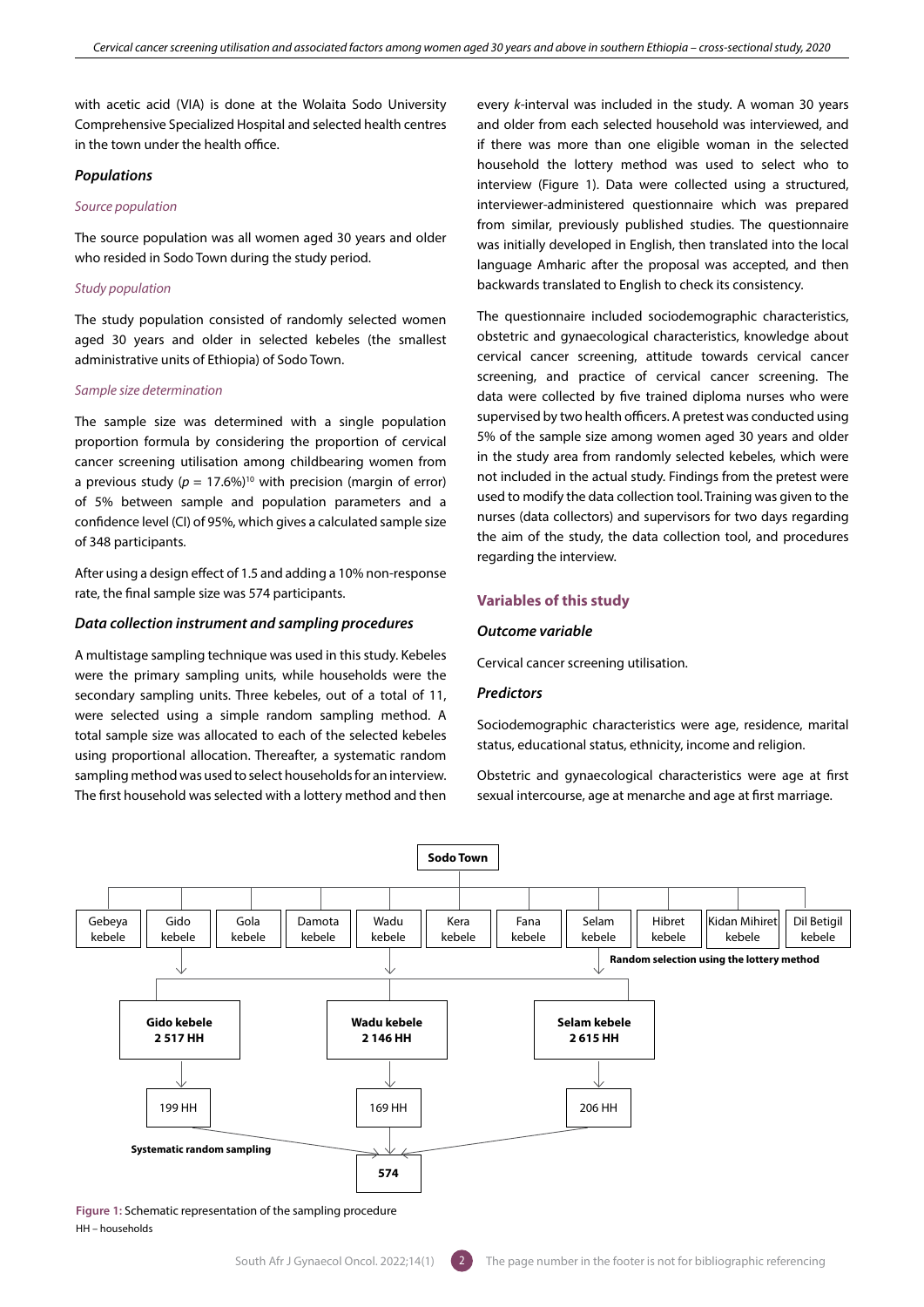with acetic acid (VIA) is done at the Wolaita Sodo University Comprehensive Specialized Hospital and selected health centres in the town under the health office.

### *Populations*

*Source population*

The source population was all women aged 30 years and older who resided in Sodo Town during the study period.

*Study population*

The study population consisted of randomly selected women aged 30 years and older in selected kebeles (the smallest administrative units of Ethiopia) of Sodo Town.

*Sample size determination*

The sample size was determined with a single population proportion formula by considering the proportion of cervical cancer screening utilisation among childbearing women from a previous study ($p$ = 17.6%)[10] with precision (margin of error) of 5% between sample and population parameters and a confidence level (CI) of 95%, which gives a calculated sample size of 348 participants.

After using a design effect of 1.5 and adding a 10% non-response rate, the final sample size was 574 participants.

### *Data collection instrument and sampling procedures*

A multistage sampling technique was used in this study. Kebeles were the primary sampling units, while households were the secondary sampling units. Three kebeles, out of a total of 11, were selected using a simple random sampling method. A total sample size was allocated to each of the selected kebeles using proportional allocation. Thereafter, a systematic random sampling method was used to select households for an interview. The first household was selected with a lottery method and then every $k$-interval was included in the study. A woman 30 years and older from each selected household was interviewed, and if there was more than one eligible woman in the selected household the lottery method was used to select who to interview (Figure 1). Data were collected using a structured, interviewer-administered questionnaire which was prepared from similar, previously published studies. The questionnaire was initially developed in English, then translated into the local language Amharic after the proposal was accepted, and then backwards translated to English to check its consistency.

The questionnaire included sociodemographic characteristics, obstetric and gynaecological characteristics, knowledge about cervical cancer screening, attitude towards cervical cancer screening, and practice of cervical cancer screening. The data were collected by five trained diploma nurses who were supervised by two health officers. A pretest was conducted using 5% of the sample size among women aged 30 years and older in the study area from randomly selected kebeles, which were not included in the actual study. Findings from the pretest were used to modify the data collection tool. Training was given to the nurses (data collectors) and supervisors for two days regarding the aim of the study, the data collection tool, and procedures regarding the interview.

## Variables of this study

### *Outcome variable*

Cervical cancer screening utilisation.

### *Predictors*

Sociodemographic characteristics were age, residence, marital status, educational status, ethnicity, income and religion.

Obstetric and gynaecological characteristics were age at first sexual intercourse, age at menarche and age at first marriage.

Sodo Town

Gebeya kebele | Gido kebele | Gola kebele | Damota kebele | Wadu kebele | Kera kebele | Fana kebele | Selam kebele | Hibret kebele | Kidan Mihiret kebele | Dil Betigil kebele

Random selection using the lottery method

**Gido kebele 2 517 HH** → 199 HH
**Wadu kebele 2 146 HH** → 169 HH
**Selam kebele 2 615 HH** → 206 HH

Systematic random sampling → **574**

**Figure 1:** Schematic representation of the sampling procedure
HH – households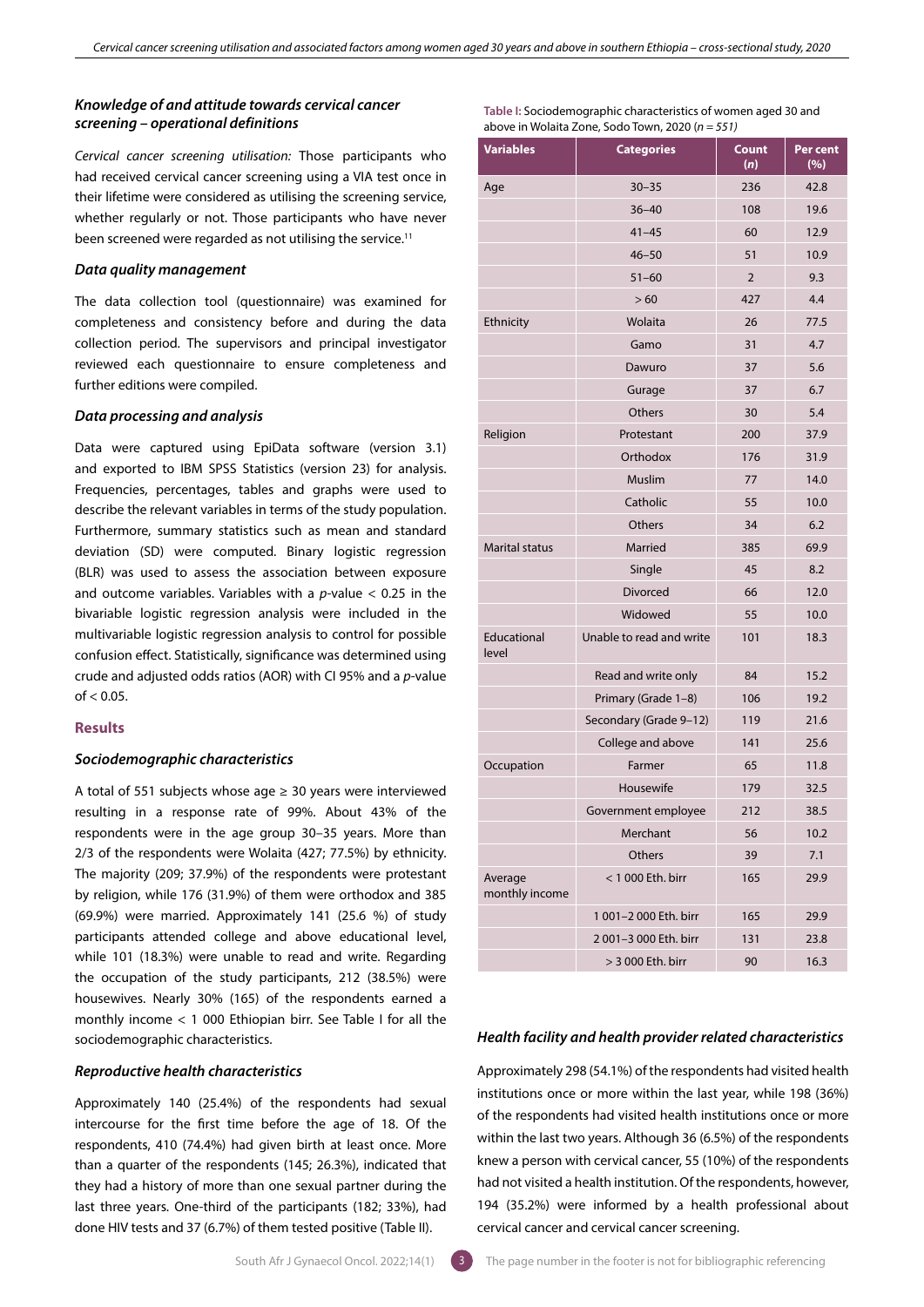### *Knowledge of and attitude towards cervical cancer screening – operational definitions*

*Cervical cancer screening utilisation:* Those participants who had received cervical cancer screening using a VIA test once in their lifetime were considered as utilising the screening service, whether regularly or not. Those participants who have never been screened were regarded as not utilising the service.[11]

### *Data quality management*

The data collection tool (questionnaire) was examined for completeness and consistency before and during the data collection period. The supervisors and principal investigator reviewed each questionnaire to ensure completeness and further editions were compiled.

### *Data processing and analysis*

Data were captured using EpiData software (version 3.1) and exported to IBM SPSS Statistics (version 23) for analysis. Frequencies, percentages, tables and graphs were used to describe the relevant variables in terms of the study population. Furthermore, summary statistics such as mean and standard deviation (SD) were computed. Binary logistic regression (BLR) was used to assess the association between exposure and outcome variables. Variables with a *p*-value < 0.25 in the bivariable logistic regression analysis were included in the multivariable logistic regression analysis to control for possible confusion effect. Statistically, significance was determined using crude and adjusted odds ratios (AOR) with CI 95% and a *p*-value of < 0.05.

## Results

### *Sociodemographic characteristics*

A total of 551 subjects whose age ≥ 30 years were interviewed resulting in a response rate of 99%. About 43% of the respondents were in the age group 30–35 years. More than 2/3 of the respondents were Wolaita (427; 77.5%) by ethnicity. The majority (209; 37.9%) of the respondents were protestant by religion, while 176 (31.9%) of them were orthodox and 385 (69.9%) were married. Approximately 141 (25.6 %) of study participants attended college and above educational level, while 101 (18.3%) were unable to read and write. Regarding the occupation of the study participants, 212 (38.5%) were housewives. Nearly 30% (165) of the respondents earned a monthly income < 1 000 Ethiopian birr. See Table I for all the sociodemographic characteristics.

**Table I:** Sociodemographic characteristics of women aged 30 and above in Wolaita Zone, Sodo Town, 2020 (*n = 551*)

| Variables | Categories | Count (*n*) | Per cent (%) |
|---|---|---|---|
| Age | 30–35 | 236 | 42.8 |
| | 36–40 | 108 | 19.6 |
| | 41–45 | 60 | 12.9 |
| | 46–50 | 51 | 10.9 |
| | 51–60 | 2 | 9.3 |
| | > 60 | 427 | 4.4 |
| Ethnicity | Wolaita | 26 | 77.5 |
| | Gamo | 31 | 4.7 |
| | Dawuro | 37 | 5.6 |
| | Gurage | 37 | 6.7 |
| | Others | 30 | 5.4 |
| Religion | Protestant | 200 | 37.9 |
| | Orthodox | 176 | 31.9 |
| | Muslim | 77 | 14.0 |
| | Catholic | 55 | 10.0 |
| | Others | 34 | 6.2 |
| Marital status | Married | 385 | 69.9 |
| | Single | 45 | 8.2 |
| | Divorced | 66 | 12.0 |
| | Widowed | 55 | 10.0 |
| Educational level | Unable to read and write | 101 | 18.3 |
| | Read and write only | 84 | 15.2 |
| | Primary (Grade 1–8) | 106 | 19.2 |
| | Secondary (Grade 9–12) | 119 | 21.6 |
| | College and above | 141 | 25.6 |
| Occupation | Farmer | 65 | 11.8 |
| | Housewife | 179 | 32.5 |
| | Government employee | 212 | 38.5 |
| | Merchant | 56 | 10.2 |
| | Others | 39 | 7.1 |
| Average monthly income | < 1 000 Eth. birr | 165 | 29.9 |
| | 1 001–2 000 Eth. birr | 165 | 29.9 |
| | 2 001–3 000 Eth. birr | 131 | 23.8 |
| | > 3 000 Eth. birr | 90 | 16.3 |

### *Reproductive health characteristics*

Approximately 140 (25.4%) of the respondents had sexual intercourse for the first time before the age of 18. Of the respondents, 410 (74.4%) had given birth at least once. More than a quarter of the respondents (145; 26.3%), indicated that they had a history of more than one sexual partner during the last three years. One-third of the participants (182; 33%), had done HIV tests and 37 (6.7%) of them tested positive (Table II).

### *Health facility and health provider related characteristics*

Approximately 298 (54.1%) of the respondents had visited health institutions once or more within the last year, while 198 (36%) of the respondents had visited health institutions once or more within the last two years. Although 36 (6.5%) of the respondents knew a person with cervical cancer, 55 (10%) of the respondents had not visited a health institution. Of the respondents, however, 194 (35.2%) were informed by a health professional about cervical cancer and cervical cancer screening.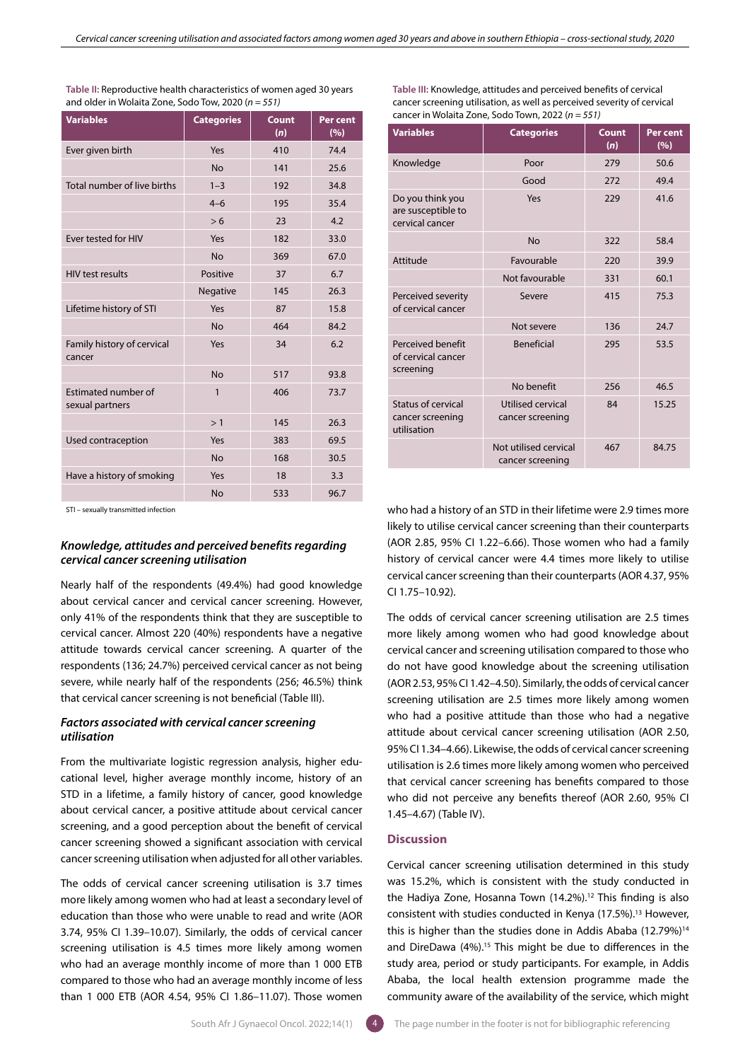**Table II:** Reproductive health characteristics of women aged 30 years and older in Wolaita Zone, Sodo Tow, 2020 (*n = 551*)

| Variables | Categories | Count (*n*) | Per cent (%) |
|---|---|---|---|
| Ever given birth | Yes | 410 | 74.4 |
| | No | 141 | 25.6 |
| Total number of live births | 1–3 | 192 | 34.8 |
| | 4–6 | 195 | 35.4 |
| | > 6 | 23 | 4.2 |
| Ever tested for HIV | Yes | 182 | 33.0 |
| | No | 369 | 67.0 |
| HIV test results | Positive | 37 | 6.7 |
| | Negative | 145 | 26.3 |
| Lifetime history of STI | Yes | 87 | 15.8 |
| | No | 464 | 84.2 |
| Family history of cervical cancer | Yes | 34 | 6.2 |
| | No | 517 | 93.8 |
| Estimated number of sexual partners | 1 | 406 | 73.7 |
| | > 1 | 145 | 26.3 |
| Used contraception | Yes | 383 | 69.5 |
| | No | 168 | 30.5 |
| Have a history of smoking | Yes | 18 | 3.3 |
| | No | 533 | 96.7 |

STI – sexually transmitted infection

### *Knowledge, attitudes and perceived benefits regarding cervical cancer screening utilisation*

Nearly half of the respondents (49.4%) had good knowledge about cervical cancer and cervical cancer screening. However, only 41% of the respondents think that they are susceptible to cervical cancer. Almost 220 (40%) respondents have a negative attitude towards cervical cancer screening. A quarter of the respondents (136; 24.7%) perceived cervical cancer as not being severe, while nearly half of the respondents (256; 46.5%) think that cervical cancer screening is not beneficial (Table III).

### *Factors associated with cervical cancer screening utilisation*

From the multivariate logistic regression analysis, higher educational level, higher average monthly income, history of an STD in a lifetime, a family history of cancer, good knowledge about cervical cancer, a positive attitude about cervical cancer screening, and a good perception about the benefit of cervical cancer screening showed a significant association with cervical cancer screening utilisation when adjusted for all other variables.

The odds of cervical cancer screening utilisation is 3.7 times more likely among women who had at least a secondary level of education than those who were unable to read and write (AOR 3.74, 95% CI 1.39–10.07). Similarly, the odds of cervical cancer screening utilisation is 4.5 times more likely among women who had an average monthly income of more than 1 000 ETB compared to those who had an average monthly income of less than 1 000 ETB (AOR 4.54, 95% CI 1.86–11.07). Those women

**Table III:** Knowledge, attitudes and perceived benefits of cervical cancer screening utilisation, as well as perceived severity of cervical cancer in Wolaita Zone, Sodo Town, 2022 (*n = 551*)

| Variables | Categories | Count (*n*) | Per cent (%) |
|---|---|---|---|
| Knowledge | Poor | 279 | 50.6 |
| | Good | 272 | 49.4 |
| Do you think you are susceptible to cervical cancer | Yes | 229 | 41.6 |
| | No | 322 | 58.4 |
| Attitude | Favourable | 220 | 39.9 |
| | Not favourable | 331 | 60.1 |
| Perceived severity of cervical cancer | Severe | 415 | 75.3 |
| | Not severe | 136 | 24.7 |
| Perceived benefit of cervical cancer screening | Beneficial | 295 | 53.5 |
| | No benefit | 256 | 46.5 |
| Status of cervical cancer screening utilisation | Utilised cervical cancer screening | 84 | 15.25 |
| | Not utilised cervical cancer screening | 467 | 84.75 |

who had a history of an STD in their lifetime were 2.9 times more likely to utilise cervical cancer screening than their counterparts (AOR 2.85, 95% CI 1.22–6.66). Those women who had a family history of cervical cancer were 4.4 times more likely to utilise cervical cancer screening than their counterparts (AOR 4.37, 95% CI 1.75–10.92).

The odds of cervical cancer screening utilisation are 2.5 times more likely among women who had good knowledge about cervical cancer and screening utilisation compared to those who do not have good knowledge about the screening utilisation (AOR 2.53, 95% CI 1.42–4.50). Similarly, the odds of cervical cancer screening utilisation are 2.5 times more likely among women who had a positive attitude than those who had a negative attitude about cervical cancer screening utilisation (AOR 2.50, 95% CI 1.34–4.66). Likewise, the odds of cervical cancer screening utilisation is 2.6 times more likely among women who perceived that cervical cancer screening has benefits compared to those who did not perceive any benefits thereof (AOR 2.60, 95% CI 1.45–4.67) (Table IV).

## Discussion

Cervical cancer screening utilisation determined in this study was 15.2%, which is consistent with the study conducted in the Hadiya Zone, Hosanna Town (14.2%).[12] This finding is also consistent with studies conducted in Kenya (17.5%).[13] However, this is higher than the studies done in Addis Ababa (12.79%)[14] and DireDawa (4%).[15] This might be due to differences in the study area, period or study participants. For example, in Addis Ababa, the local health extension programme made the community aware of the availability of the service, which might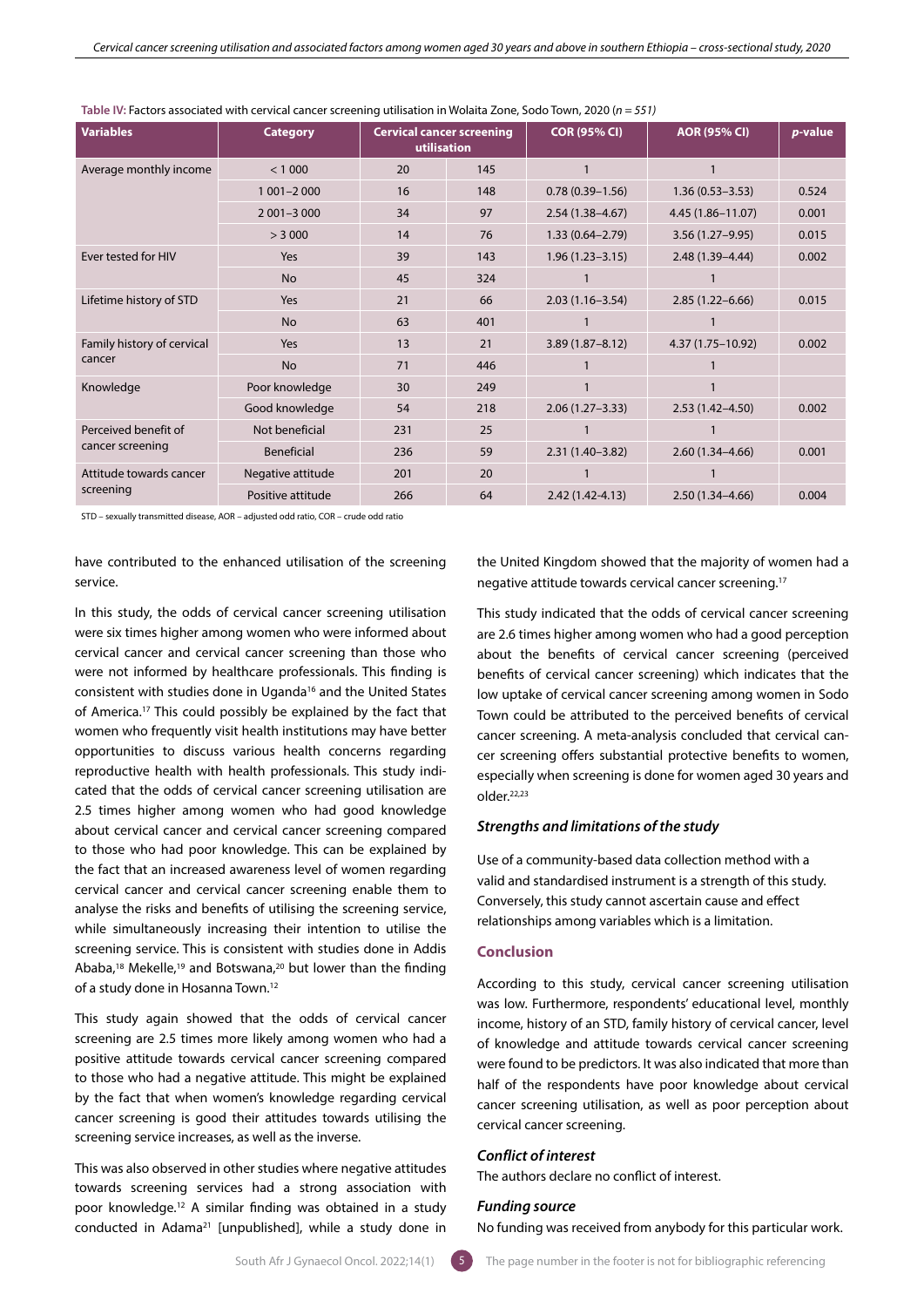Table IV: Factors associated with cervical cancer screening utilisation in Wolaita Zone, Sodo Town, 2020 (*n = 551*)

| Variables | Category | Cervical cancer screening utilisation | | COR (95% CI) | AOR (95% CI) | *p*-value |
|---|---|---|---|---|---|---|
| Average monthly income | < 1 000 | 20 | 145 | 1 | 1 | |
| | 1 001–2 000 | 16 | 148 | 0.78 (0.39–1.56) | 1.36 (0.53–3.53) | 0.524 |
| | 2 001–3 000 | 34 | 97 | 2.54 (1.38–4.67) | 4.45 (1.86–11.07) | 0.001 |
| | > 3 000 | 14 | 76 | 1.33 (0.64–2.79) | 3.56 (1.27–9.95) | 0.015 |
| Ever tested for HIV | Yes | 39 | 143 | 1.96 (1.23–3.15) | 2.48 (1.39–4.44) | 0.002 |
| | No | 45 | 324 | 1 | 1 | |
| Lifetime history of STD | Yes | 21 | 66 | 2.03 (1.16–3.54) | 2.85 (1.22–6.66) | 0.015 |
| | No | 63 | 401 | 1 | 1 | |
| Family history of cervical cancer | Yes | 13 | 21 | 3.89 (1.87–8.12) | 4.37 (1.75–10.92) | 0.002 |
| | No | 71 | 446 | 1 | 1 | |
| Knowledge | Poor knowledge | 30 | 249 | 1 | 1 | |
| | Good knowledge | 54 | 218 | 2.06 (1.27–3.33) | 2.53 (1.42–4.50) | 0.002 |
| Perceived benefit of cancer screening | Not beneficial | 231 | 25 | 1 | 1 | |
| | Beneficial | 236 | 59 | 2.31 (1.40–3.82) | 2.60 (1.34–4.66) | 0.001 |
| Attitude towards cancer screening | Negative attitude | 201 | 20 | 1 | 1 | |
| | Positive attitude | 266 | 64 | 2.42 (1.42-4.13) | 2.50 (1.34–4.66) | 0.004 |

STD – sexually transmitted disease, AOR – adjusted odd ratio, COR – crude odd ratio

have contributed to the enhanced utilisation of the screening service.

In this study, the odds of cervical cancer screening utilisation were six times higher among women who were informed about cervical cancer and cervical cancer screening than those who were not informed by healthcare professionals. This finding is consistent with studies done in Uganda[16] and the United States of America.[17] This could possibly be explained by the fact that women who frequently visit health institutions may have better opportunities to discuss various health concerns regarding reproductive health with health professionals. This study indicated that the odds of cervical cancer screening utilisation are 2.5 times higher among women who had good knowledge about cervical cancer and cervical cancer screening compared to those who had poor knowledge. This can be explained by the fact that an increased awareness level of women regarding cervical cancer and cervical cancer screening enable them to analyse the risks and benefits of utilising the screening service, while simultaneously increasing their intention to utilise the screening service. This is consistent with studies done in Addis Ababa,[18] Mekelle,[19] and Botswana,[20] but lower than the finding of a study done in Hosanna Town.[12]

This study again showed that the odds of cervical cancer screening are 2.5 times more likely among women who had a positive attitude towards cervical cancer screening compared to those who had a negative attitude. This might be explained by the fact that when women's knowledge regarding cervical cancer screening is good their attitudes towards utilising the screening service increases, as well as the inverse.

This was also observed in other studies where negative attitudes towards screening services had a strong association with poor knowledge.[12] A similar finding was obtained in a study conducted in Adama[21] [unpublished], while a study done in the United Kingdom showed that the majority of women had a negative attitude towards cervical cancer screening.[17]

This study indicated that the odds of cervical cancer screening are 2.6 times higher among women who had a good perception about the benefits of cervical cancer screening (perceived benefits of cervical cancer screening) which indicates that the low uptake of cervical cancer screening among women in Sodo Town could be attributed to the perceived benefits of cervical cancer screening. A meta-analysis concluded that cervical cancer screening offers substantial protective benefits to women, especially when screening is done for women aged 30 years and older.[22,23]

### *Strengths and limitations of the study*

Use of a community-based data collection method with a valid and standardised instrument is a strength of this study. Conversely, this study cannot ascertain cause and effect relationships among variables which is a limitation.

## Conclusion

According to this study, cervical cancer screening utilisation was low. Furthermore, respondents' educational level, monthly income, history of an STD, family history of cervical cancer, level of knowledge and attitude towards cervical cancer screening were found to be predictors. It was also indicated that more than half of the respondents have poor knowledge about cervical cancer screening utilisation, as well as poor perception about cervical cancer screening.

### *Conflict of interest*

The authors declare no conflict of interest.

### *Funding source*

No funding was received from anybody for this particular work.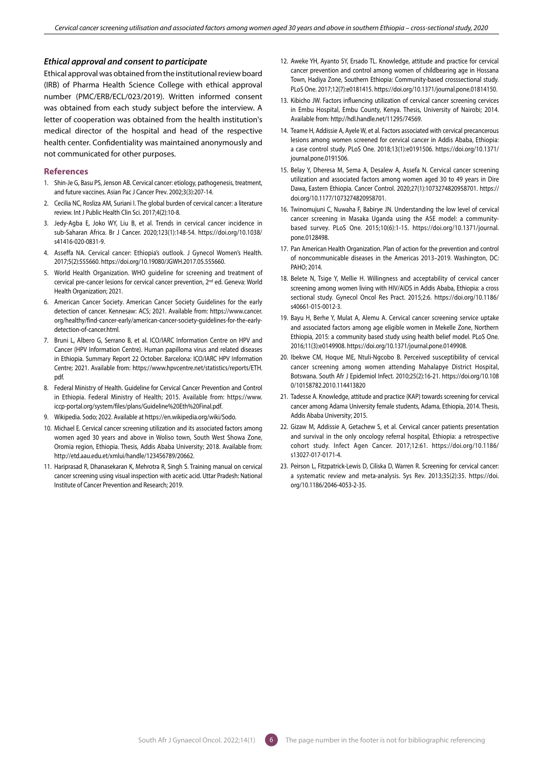### *Ethical approval and consent to participate*

Ethical approval was obtained from the institutional review board (IRB) of Pharma Health Science College with ethical approval number (PMC/ERB/ECL/023/2019). Written informed consent was obtained from each study subject before the interview. A letter of cooperation was obtained from the health institution's medical director of the hospital and head of the respective health center. Confidentiality was maintained anonymously and not communicated for other purposes.

## References

1. Shin-Je G, Basu PS, Jenson AB. Cervical cancer: etiology, pathogenesis, treatment, and future vaccines. Asian Pac J Cancer Prev. 2002;3(3):207-14.
2. Cecilia NC, Rosliza AM, Suriani I. The global burden of cervical cancer: a literature review. Int J Public Health Clin Sci. 2017;4(2):10-8.
3. Jedy-Agba E, Joko WY, Liu B, et al. Trends in cervical cancer incidence in sub-Saharan Africa. Br J Cancer. 2020;123(1):148-54. https://doi.org/10.1038/s41416-020-0831-9.
4. Asseffa NA. Cervical cancer: Ethiopia's outlook. J Gynecol Women's Health. 2017;5(2):555660. https://doi.org/10.19080/JGWH.2017.05.555660.
5. World Health Organization. WHO guideline for screening and treatment of cervical pre-cancer lesions for cervical cancer prevention, 2nd ed. Geneva: World Health Organization; 2021.
6. American Cancer Society. American Cancer Society Guidelines for the early detection of cancer. Kennesaw: ACS; 2021. Available from: https://www.cancer.org/healthy/find-cancer-early/american-cancer-society-guidelines-for-the-early-detection-of-cancer.html.
7. Bruni L, Albero G, Serrano B, et al. ICO/IARC Information Centre on HPV and Cancer (HPV Information Centre). Human papilloma virus and related diseases in Ethiopia. Summary Report 22 October. Barcelona: ICO/IARC HPV Information Centre; 2021. Available from: https://www.hpvcentre.net/statistics/reports/ETH.pdf.
8. Federal Ministry of Health. Guideline for Cervical Cancer Prevention and Control in Ethiopia. Federal Ministry of Health; 2015. Available from: https://www.iccp-portal.org/system/files/plans/Guideline%20Eth%20Final.pdf.
9. Wikipedia. Sodo; 2022. Available at https://en.wikipedia.org/wiki/Sodo.
10. Michael E. Cervical cancer screening utilization and its associated factors among women aged 30 years and above in Woliso town, South West Showa Zone, Oromia region, Ethiopia. Thesis, Addis Ababa University; 2018. Available from: http://etd.aau.edu.et/xmlui/handle/123456789/20662.
11. Hariprasad R, Dhanasekaran K, Mehrotra R, Singh S. Training manual on cervical cancer screening using visual inspection with acetic acid. Uttar Pradesh: National Institute of Cancer Prevention and Research; 2019.
12. Aweke YH, Ayanto SY, Ersado TL. Knowledge, attitude and practice for cervical cancer prevention and control among women of childbearing age in Hossana Town, Hadiya Zone, Southern Ethiopia: Community-based crosssectional study. PLoS One. 2017;12(7):e0181415. https://doi.org/10.1371/journal.pone.01814150.
13. Kibicho JW. Factors influencing utilization of cervical cancer screening cervices in Embu Hospital, Embu County, Kenya. Thesis, University of Nairobi; 2014. Available from: http://hdl.handle.net/11295/74569.
14. Teame H, Addissie A, Ayele W, et al. Factors associated with cervical precancerous lesions among women screened for cervical cancer in Addis Ababa, Ethiopia: a case control study. PLoS One. 2018;13(1):e0191506. https://doi.org/10.1371/journal.pone.0191506.
15. Belay Y, Dheresa M, Sema A, Desalew A, Assefa N. Cervical cancer screening utilization and associated factors among women aged 30 to 49 years in Dire Dawa, Eastern Ethiopia. Cancer Control. 2020;27(1):1073274820958701. https://doi.org/10.1177/1073274820958701.
16. Twinomujuni C, Nuwaha F, Babirye JN. Understanding the low level of cervical cancer screening in Masaka Uganda using the ASE model: a community-based survey. PLoS One. 2015;10(6):1-15. https://doi.org/10.1371/journal.pone.0128498.
17. Pan American Health Organization. Plan of action for the prevention and control of noncommunicable diseases in the Americas 2013–2019. Washington, DC: PAHO; 2014.
18. Belete N, Tsige Y, Mellie H. Willingness and acceptability of cervical cancer screening among women living with HIV/AIDS in Addis Ababa, Ethiopia: a cross sectional study. Gynecol Oncol Res Pract. 2015;2:6. https://doi.org/10.1186/s40661-015-0012-3.
19. Bayu H, Berhe Y, Mulat A, Alemu A. Cervical cancer screening service uptake and associated factors among age eligible women in Mekelle Zone, Northern Ethiopia, 2015: a community based study using health belief model. PLoS One. 2016;11(3):e0149908. https://doi.org/10.1371/journal.pone.0149908.
20. Ibekwe CM, Hoque ME, Ntuli-Ngcobo B. Perceived susceptibility of cervical cancer screening among women attending Mahalapye District Hospital, Botswana. South Afr J Epidemiol Infect. 2010;25(2):16-21. https://doi.org/10.1080/10158782.2010.114413820
21. Tadesse A. Knowledge, attitude and practice (KAP) towards screening for cervical cancer among Adama University female students, Adama, Ethiopia, 2014. Thesis, Addis Ababa University; 2015.
22. Gizaw M, Addissie A, Getachew S, et al. Cervical cancer patients presentation and survival in the only oncology referral hospital, Ethiopia: a retrospective cohort study. Infect Agen Cancer. 2017;12:61. https://doi.org/10.1186/s13027-017-0171-4.
23. Peirson L, Fitzpatrick-Lewis D, Ciliska D, Warren R. Screening for cervical cancer: a systematic review and meta-analysis. Sys Rev. 2013;35(2):35. https://doi.org/10.1186/2046-4053-2-35.